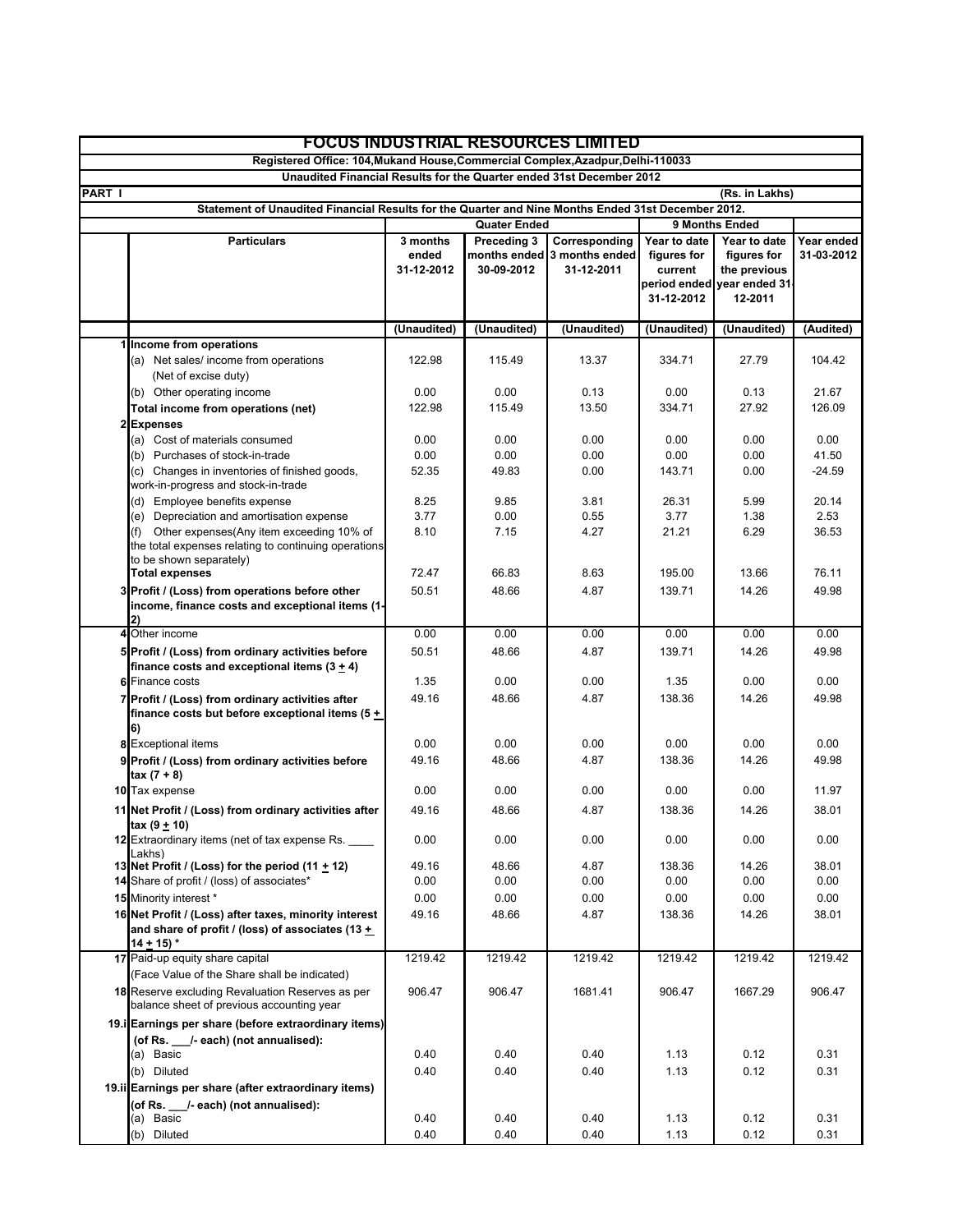# FOCUS INDUSTRIAL RESOURCES LIMITED

Registered Office: 104,Mukand House,Commercial Complex,Azadpur,Delhi-110033

Unaudited Financial Results for the Quarter ended 31st December 2012

**PART I** (Rs. in Lakhs)

Statement of Unaudited Financial Results for the Quarter and Nine Months Ended 31st December 2012.

| | Particulars | Quater Ended | | | 9 Months Ended | | |
|---|---|---|---|---|---|---|---|
| | | 3 months ended 31-12-2012 | Preceding 3 months ended 30-09-2012 | Corresponding 3 months ended 31-12-2011 | Year to date figures for current period ended 31-12-2012 | Year to date figures for the previous year ended 31-12-2011 | Year ended 31-03-2012 |
| | | (Unaudited) | (Unaudited) | (Unaudited) | (Unaudited) | (Unaudited) | (Audited) |
| 1 | **Income from operations** | | | | | | |
| | (a) Net sales/ income from operations (Net of excise duty) | 122.98 | 115.49 | 13.37 | 334.71 | 27.79 | 104.42 |
| | (b) Other operating income | 0.00 | 0.00 | 0.13 | 0.00 | 0.13 | 21.67 |
| | **Total income from operations (net)** | 122.98 | 115.49 | 13.50 | 334.71 | 27.92 | 126.09 |
| 2 | **Expenses** | | | | | | |
| | (a) Cost of materials consumed | 0.00 | 0.00 | 0.00 | 0.00 | 0.00 | 0.00 |
| | (b) Purchases of stock-in-trade | 0.00 | 0.00 | 0.00 | 0.00 | 0.00 | 41.50 |
| | (c) Changes in inventories of finished goods, work-in-progress and stock-in-trade | 52.35 | 49.83 | 0.00 | 143.71 | 0.00 | -24.59 |
| | (d) Employee benefits expense | 8.25 | 9.85 | 3.81 | 26.31 | 5.99 | 20.14 |
| | (e) Depreciation and amortisation expense | 3.77 | 0.00 | 0.55 | 3.77 | 1.38 | 2.53 |
| | (f) Other expenses(Any item exceeding 10% of the total expenses relating to continuing operations to be shown separately) | 8.10 | 7.15 | 4.27 | 21.21 | 6.29 | 36.53 |
| | **Total expenses** | 72.47 | 66.83 | 8.63 | 195.00 | 13.66 | 76.11 |
| 3 | **Profit / (Loss) from operations before other income, finance costs and exceptional items (1-2)** | 50.51 | 48.66 | 4.87 | 139.71 | 14.26 | 49.98 |
| 4 | Other income | 0.00 | 0.00 | 0.00 | 0.00 | 0.00 | 0.00 |
| 5 | **Profit / (Loss) from ordinary activities before finance costs and exceptional items (3 ± 4)** | 50.51 | 48.66 | 4.87 | 139.71 | 14.26 | 49.98 |
| 6 | Finance costs | 1.35 | 0.00 | 0.00 | 1.35 | 0.00 | 0.00 |
| 7 | **Profit / (Loss) from ordinary activities after finance costs but before exceptional items (5 ± 6)** | 49.16 | 48.66 | 4.87 | 138.36 | 14.26 | 49.98 |
| 8 | Exceptional items | 0.00 | 0.00 | 0.00 | 0.00 | 0.00 | 0.00 |
| 9 | **Profit / (Loss) from ordinary activities before tax (7 + 8)** | 49.16 | 48.66 | 4.87 | 138.36 | 14.26 | 49.98 |
| 10 | Tax expense | 0.00 | 0.00 | 0.00 | 0.00 | 0.00 | 11.97 |
| 11 | **Net Profit / (Loss) from ordinary activities after tax (9 ± 10)** | 49.16 | 48.66 | 4.87 | 138.36 | 14.26 | 38.01 |
| 12 | Extraordinary items (net of tax expense Rs. ____ Lakhs) | 0.00 | 0.00 | 0.00 | 0.00 | 0.00 | 0.00 |
| 13 | **Net Profit / (Loss) for the period (11 ± 12)** | 49.16 | 48.66 | 4.87 | 138.36 | 14.26 | 38.01 |
| 14 | Share of profit / (loss) of associates* | 0.00 | 0.00 | 0.00 | 0.00 | 0.00 | 0.00 |
| 15 | Minority interest * | 0.00 | 0.00 | 0.00 | 0.00 | 0.00 | 0.00 |
| 16 | **Net Profit / (Loss) after taxes, minority interest and share of profit / (loss) of associates (13 ± 14 ± 15) *** | 49.16 | 48.66 | 4.87 | 138.36 | 14.26 | 38.01 |
| 17 | Paid-up equity share capital (Face Value of the Share shall be indicated) | 1219.42 | 1219.42 | 1219.42 | 1219.42 | 1219.42 | 1219.42 |
| 18 | Reserve excluding Revaluation Reserves as per balance sheet of previous accounting year | 906.47 | 906.47 | 1681.41 | 906.47 | 1667.29 | 906.47 |
| 19.i | **Earnings per share (before extraordinary items) (of Rs. ___/- each) (not annualised):** | | | | | | |
| | (a) Basic | 0.40 | 0.40 | 0.40 | 1.13 | 0.12 | 0.31 |
| | (b) Diluted | 0.40 | 0.40 | 0.40 | 1.13 | 0.12 | 0.31 |
| 19.ii | **Earnings per share (after extraordinary items) (of Rs. ___/- each) (not annualised):** | | | | | | |
| | (a) Basic | 0.40 | 0.40 | 0.40 | 1.13 | 0.12 | 0.31 |
| | (b) Diluted | 0.40 | 0.40 | 0.40 | 1.13 | 0.12 | 0.31 |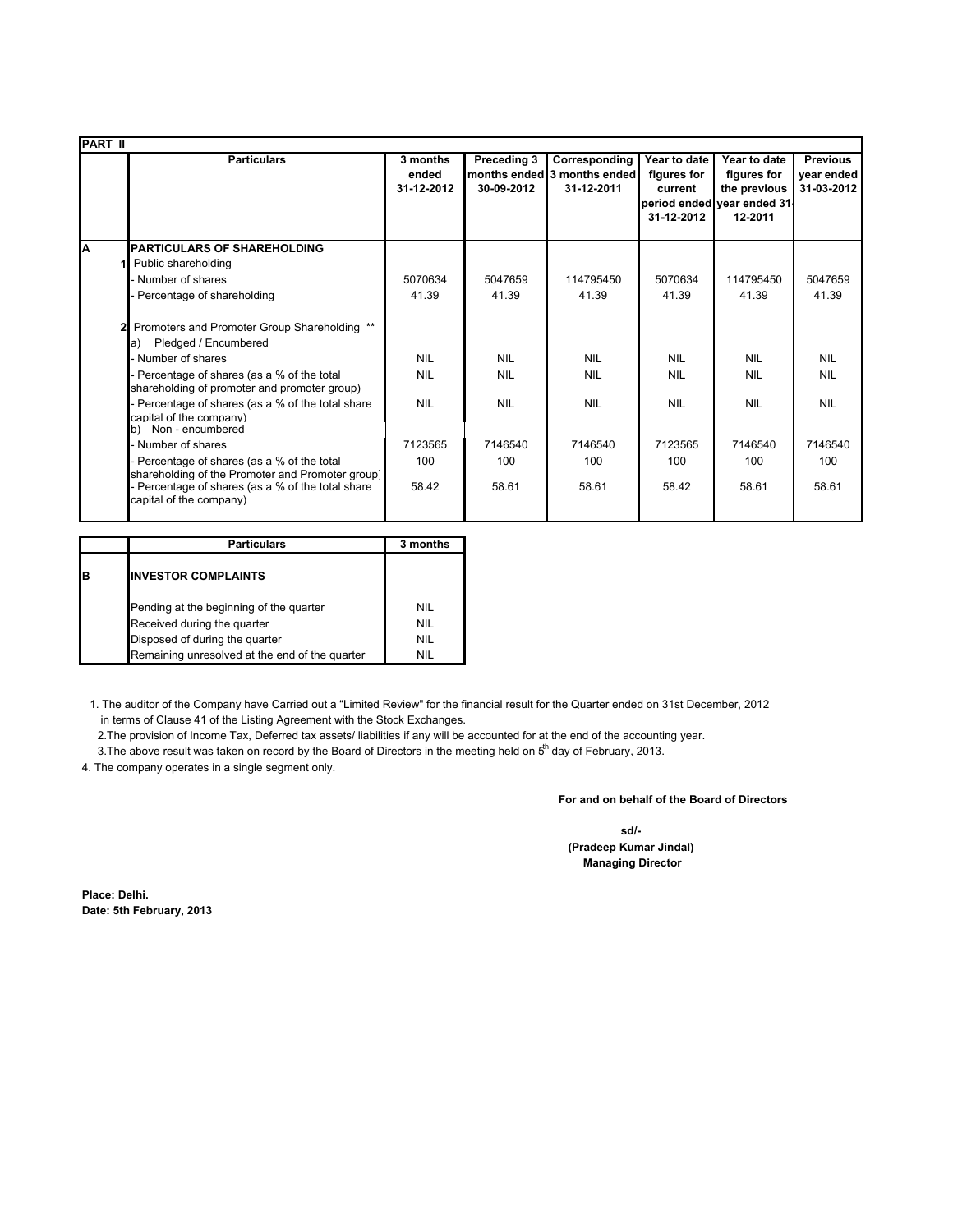| PART II | | | | | | | | |
|---|---|---|---|---|---|---|---|---|
| | **Particulars** | **3 months ended 31-12-2012** | **Preceding 3 months ended 30-09-2012** | **Corresponding 3 months ended 31-12-2011** | **Year to date figures for current period ended 31-12-2012** | **Year to date figures for the previous year ended 31-12-2011** | **Previous year ended 31-03-2012** |
| **A** | **PARTICULARS OF SHAREHOLDING** | | | | | | |
| 1 | Public shareholding | | | | | | |
| | - Number of shares | 5070634 | 5047659 | 114795450 | 5070634 | 114795450 | 5047659 |
| | - Percentage of shareholding | 41.39 | 41.39 | 41.39 | 41.39 | 41.39 | 41.39 |
| 2 | Promoters and Promoter Group Shareholding ** | | | | | | |
| | a) Pledged / Encumbered | | | | | | |
| | - Number of shares | NIL | NIL | NIL | NIL | NIL | NIL |
| | - Percentage of shares (as a % of the total shareholding of promoter and promoter group) | NIL | NIL | NIL | NIL | NIL | NIL |
| | - Percentage of shares (as a % of the total share capital of the company) | NIL | NIL | NIL | NIL | NIL | NIL |
| | b) Non - encumbered | | | | | | |
| | - Number of shares | 7123565 | 7146540 | 7146540 | 7123565 | 7146540 | 7146540 |
| | - Percentage of shares (as a % of the total shareholding of the Promoter and Promoter group) | 100 | 100 | 100 | 100 | 100 | 100 |
| | - Percentage of shares (as a % of the total share capital of the company) | 58.42 | 58.61 | 58.61 | 58.42 | 58.61 | 58.61 |

| | **Particulars** | **3 months** |
|---|---|---|
| **B** | **INVESTOR COMPLAINTS** | |
| | Pending at the beginning of the quarter | NIL |
| | Received during the quarter | NIL |
| | Disposed of during the quarter | NIL |
| | Remaining unresolved at the end of the quarter | NIL |

1. The auditor of the Company have Carried out a "Limited Review" for the financial result for the Quarter ended on 31st December, 2012 in terms of Clause 41 of the Listing Agreement with the Stock Exchanges.
2. The provision of Income Tax, Deferred tax assets/ liabilities if any will be accounted for at the end of the accounting year.
3. The above result was taken on record by the Board of Directors in the meeting held on 5th day of February, 2013.
4. The company operates in a single segment only.

**For and on behalf of the Board of Directors**

**sd/-**
**(Pradeep Kumar Jindal)**
**Managing Director**

**Place: Delhi.**
**Date: 5th February, 2013**